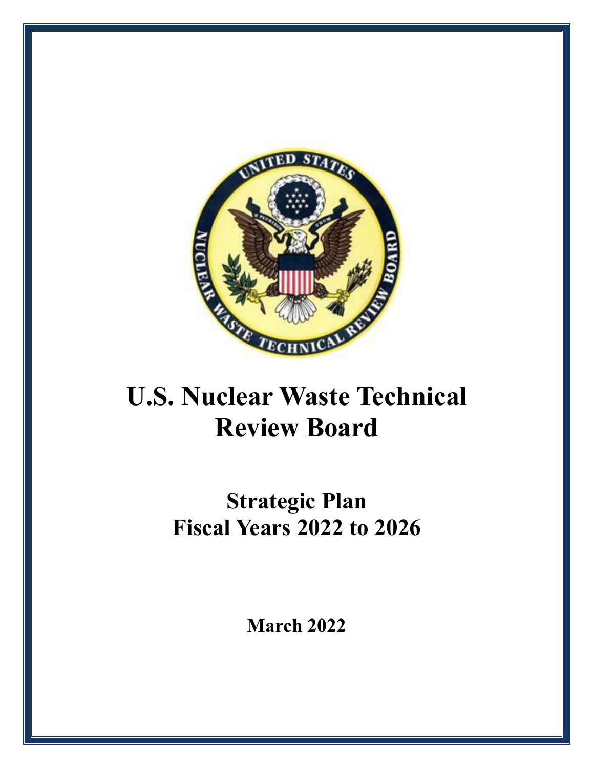# U.S. Nuclear Waste Technical Review Board

## Strategic Plan
## Fiscal Years 2022 to 2026

**March 2022**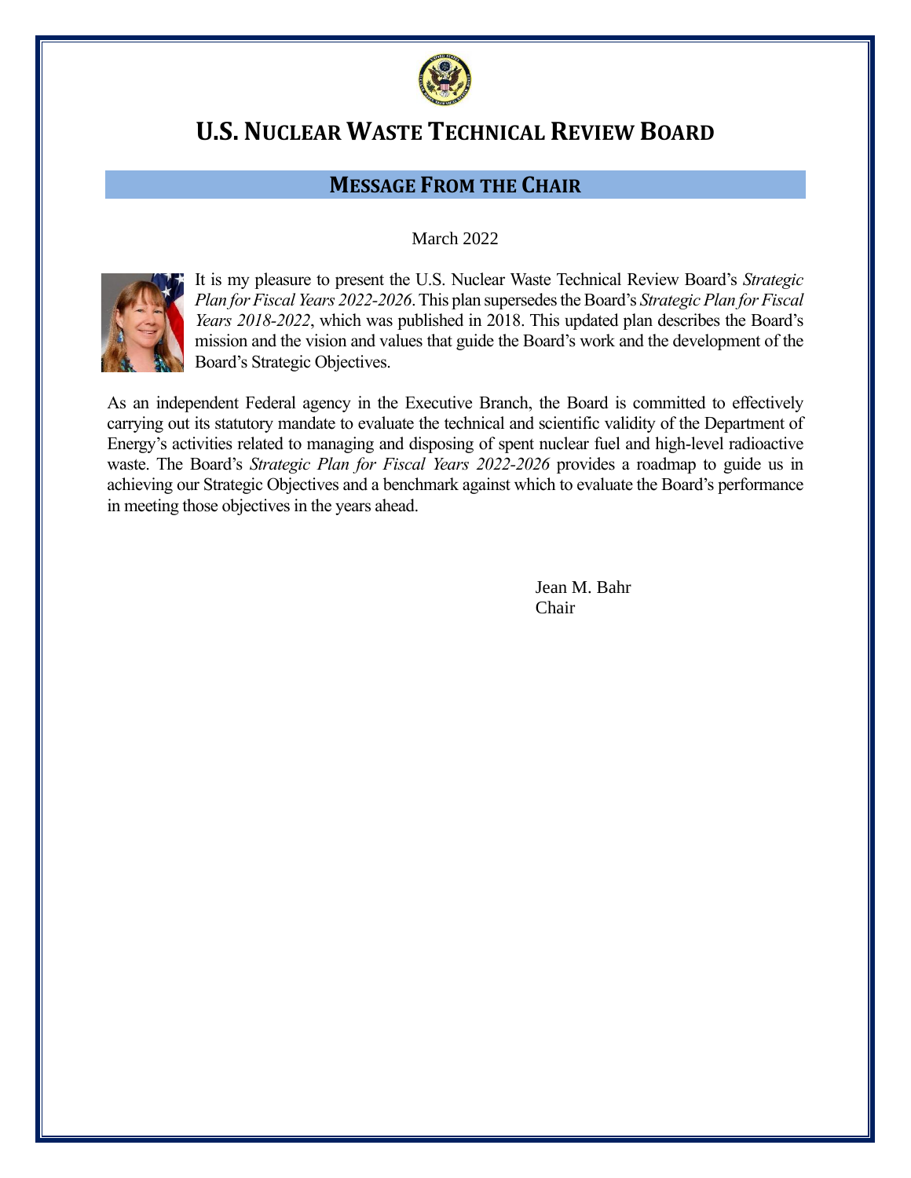# U.S. Nuclear Waste Technical Review Board

## Message From the Chair

March 2022

It is my pleasure to present the U.S. Nuclear Waste Technical Review Board's *Strategic Plan for Fiscal Years 2022-2026*. This plan supersedes the Board's *Strategic Plan for Fiscal Years 2018-2022*, which was published in 2018. This updated plan describes the Board's mission and the vision and values that guide the Board's work and the development of the Board's Strategic Objectives.

As an independent Federal agency in the Executive Branch, the Board is committed to effectively carrying out its statutory mandate to evaluate the technical and scientific validity of the Department of Energy's activities related to managing and disposing of spent nuclear fuel and high-level radioactive waste. The Board's *Strategic Plan for Fiscal Years 2022-2026* provides a roadmap to guide us in achieving our Strategic Objectives and a benchmark against which to evaluate the Board's performance in meeting those objectives in the years ahead.

Jean M. Bahr
Chair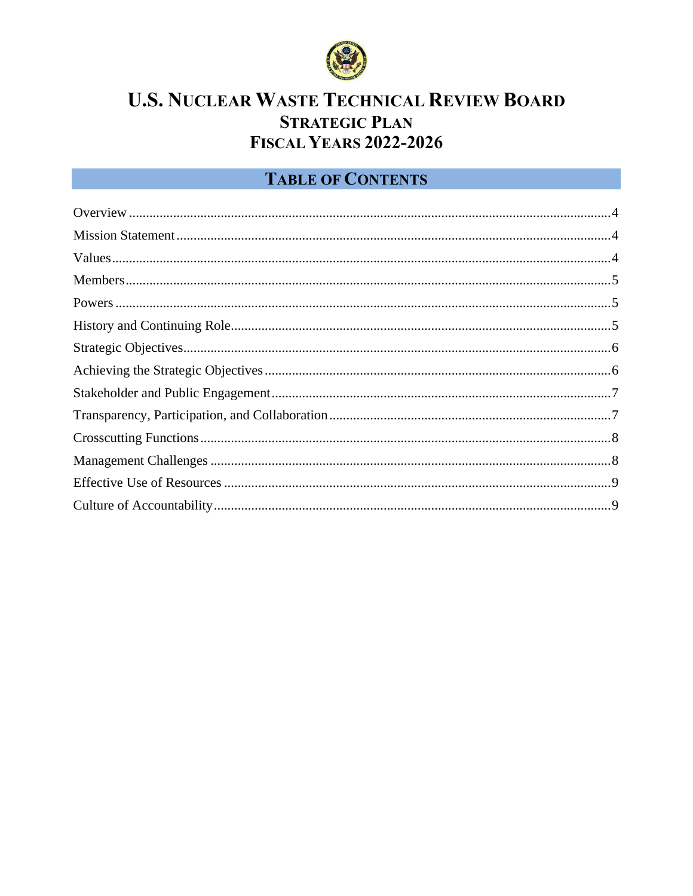# U.S. Nuclear Waste Technical Review Board

## Strategic Plan

## Fiscal Years 2022-2026

## Table of Contents

| Section | Page |
| --- | --- |
| Overview | 4 |
| Mission Statement | 4 |
| Values | 4 |
| Members | 5 |
| Powers | 5 |
| History and Continuing Role | 5 |
| Strategic Objectives | 6 |
| Achieving the Strategic Objectives | 6 |
| Stakeholder and Public Engagement | 7 |
| Transparency, Participation, and Collaboration | 7 |
| Crosscutting Functions | 8 |
| Management Challenges | 8 |
| Effective Use of Resources | 9 |
| Culture of Accountability | 9 |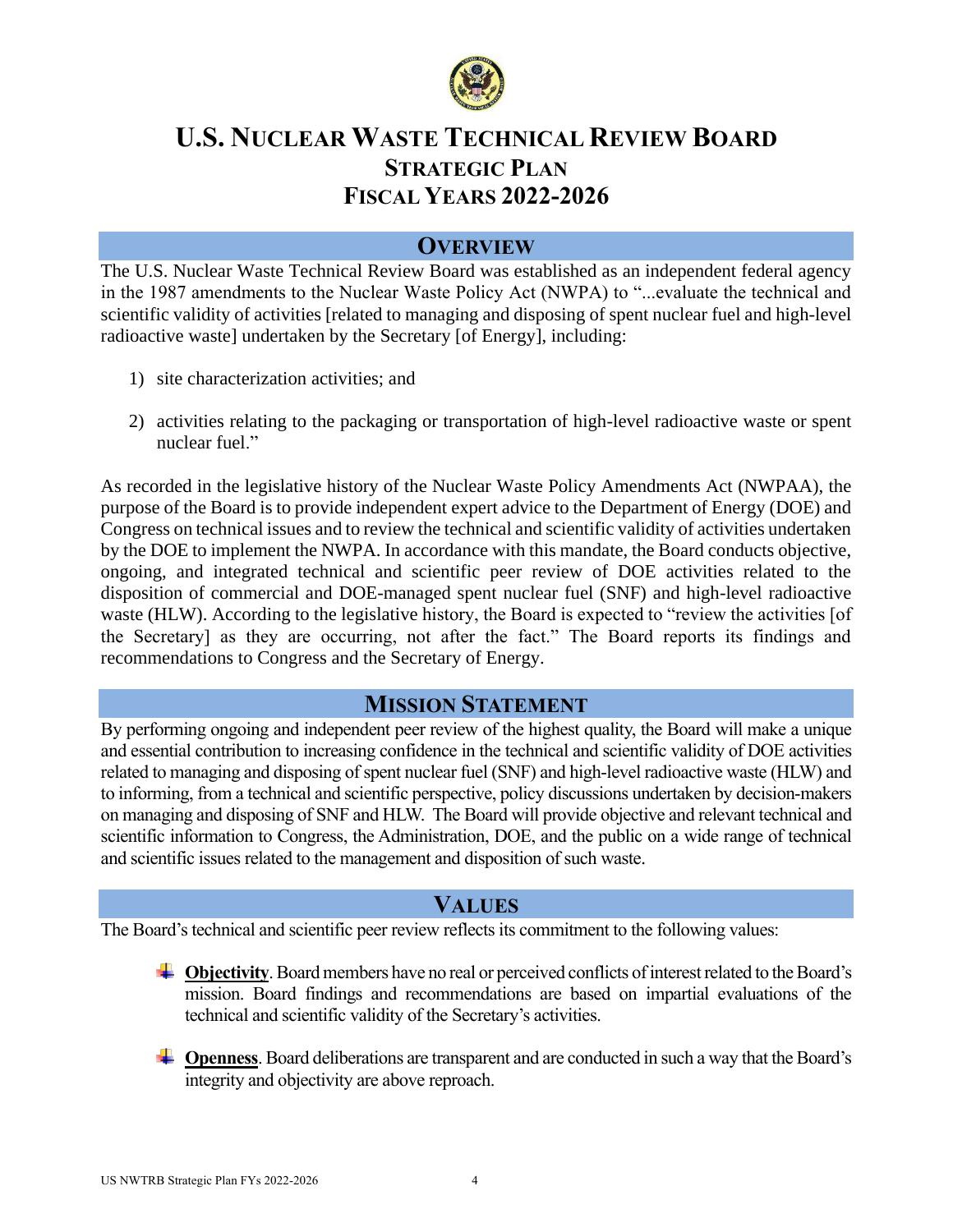# U.S. Nuclear Waste Technical Review Board
## Strategic Plan
## Fiscal Years 2022-2026

## Overview

The U.S. Nuclear Waste Technical Review Board was established as an independent federal agency in the 1987 amendments to the Nuclear Waste Policy Act (NWPA) to "...evaluate the technical and scientific validity of activities [related to managing and disposing of spent nuclear fuel and high-level radioactive waste] undertaken by the Secretary [of Energy], including:

1) site characterization activities; and

2) activities relating to the packaging or transportation of high-level radioactive waste or spent nuclear fuel."

As recorded in the legislative history of the Nuclear Waste Policy Amendments Act (NWPAA), the purpose of the Board is to provide independent expert advice to the Department of Energy (DOE) and Congress on technical issues and to review the technical and scientific validity of activities undertaken by the DOE to implement the NWPA. In accordance with this mandate, the Board conducts objective, ongoing, and integrated technical and scientific peer review of DOE activities related to the disposition of commercial and DOE-managed spent nuclear fuel (SNF) and high-level radioactive waste (HLW). According to the legislative history, the Board is expected to "review the activities [of the Secretary] as they are occurring, not after the fact." The Board reports its findings and recommendations to Congress and the Secretary of Energy.

## Mission Statement

By performing ongoing and independent peer review of the highest quality, the Board will make a unique and essential contribution to increasing confidence in the technical and scientific validity of DOE activities related to managing and disposing of spent nuclear fuel (SNF) and high-level radioactive waste (HLW) and to informing, from a technical and scientific perspective, policy discussions undertaken by decision-makers on managing and disposing of SNF and HLW. The Board will provide objective and relevant technical and scientific information to Congress, the Administration, DOE, and the public on a wide range of technical and scientific issues related to the management and disposition of such waste.

## Values

The Board's technical and scientific peer review reflects its commitment to the following values:

- **Objectivity**. Board members have no real or perceived conflicts of interest related to the Board's mission. Board findings and recommendations are based on impartial evaluations of the technical and scientific validity of the Secretary's activities.

- **Openness**. Board deliberations are transparent and are conducted in such a way that the Board's integrity and objectivity are above reproach.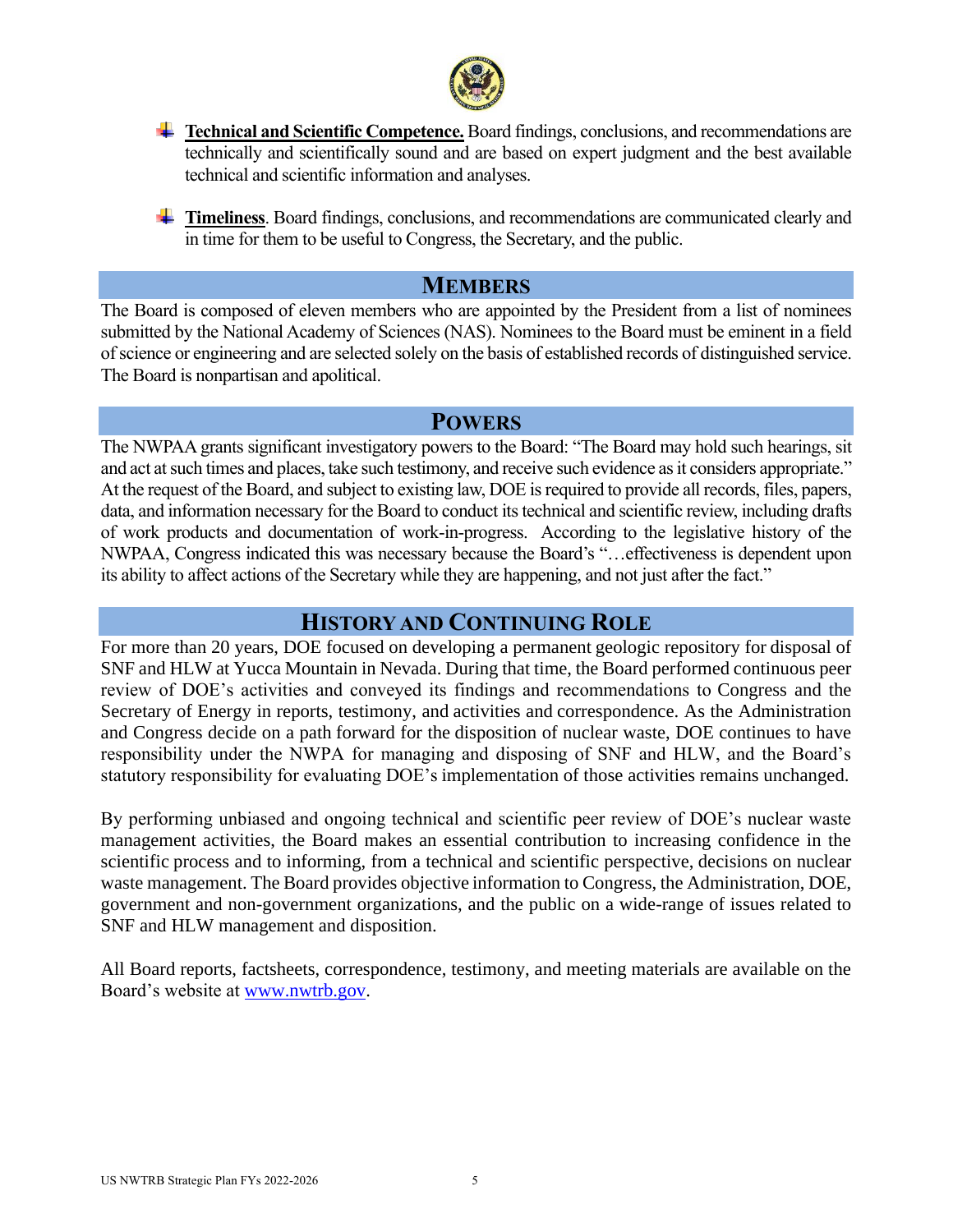- **Technical and Scientific Competence.** Board findings, conclusions, and recommendations are technically and scientifically sound and are based on expert judgment and the best available technical and scientific information and analyses.

- **Timeliness**. Board findings, conclusions, and recommendations are communicated clearly and in time for them to be useful to Congress, the Secretary, and the public.

## MEMBERS

The Board is composed of eleven members who are appointed by the President from a list of nominees submitted by the National Academy of Sciences (NAS). Nominees to the Board must be eminent in a field of science or engineering and are selected solely on the basis of established records of distinguished service. The Board is nonpartisan and apolitical.

## POWERS

The NWPAA grants significant investigatory powers to the Board: "The Board may hold such hearings, sit and act at such times and places, take such testimony, and receive such evidence as it considers appropriate." At the request of the Board, and subject to existing law, DOE is required to provide all records, files, papers, data, and information necessary for the Board to conduct its technical and scientific review, including drafts of work products and documentation of work-in-progress. According to the legislative history of the NWPAA, Congress indicated this was necessary because the Board's "…effectiveness is dependent upon its ability to affect actions of the Secretary while they are happening, and not just after the fact."

## HISTORY AND CONTINUING ROLE

For more than 20 years, DOE focused on developing a permanent geologic repository for disposal of SNF and HLW at Yucca Mountain in Nevada. During that time, the Board performed continuous peer review of DOE's activities and conveyed its findings and recommendations to Congress and the Secretary of Energy in reports, testimony, and activities and correspondence. As the Administration and Congress decide on a path forward for the disposition of nuclear waste, DOE continues to have responsibility under the NWPA for managing and disposing of SNF and HLW, and the Board's statutory responsibility for evaluating DOE's implementation of those activities remains unchanged.

By performing unbiased and ongoing technical and scientific peer review of DOE's nuclear waste management activities, the Board makes an essential contribution to increasing confidence in the scientific process and to informing, from a technical and scientific perspective, decisions on nuclear waste management. The Board provides objective information to Congress, the Administration, DOE, government and non-government organizations, and the public on a wide-range of issues related to SNF and HLW management and disposition.

All Board reports, factsheets, correspondence, testimony, and meeting materials are available on the Board's website at www.nwtrb.gov.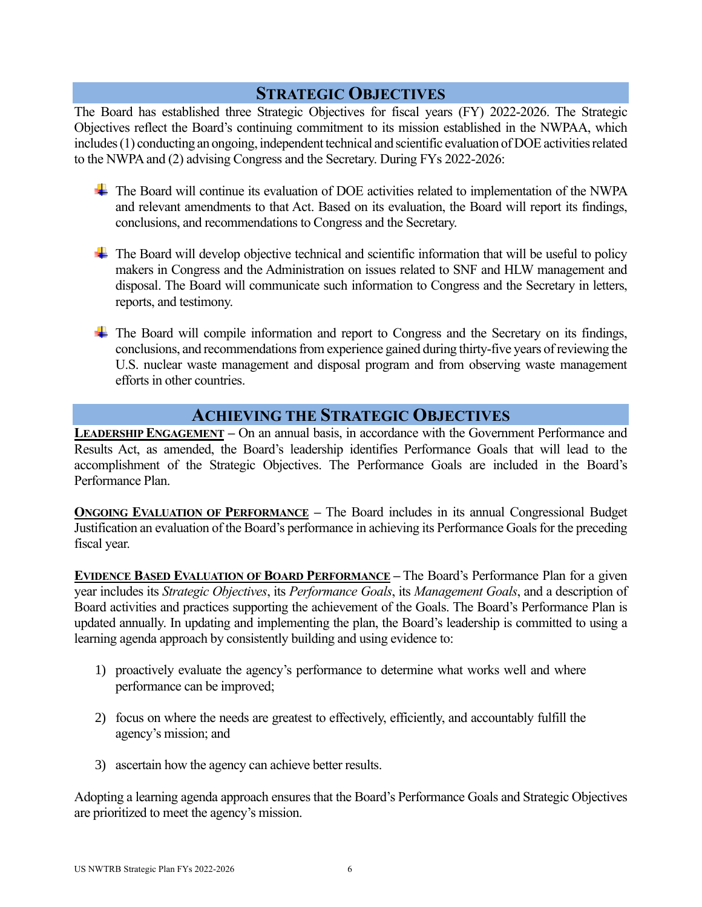## Strategic Objectives

The Board has established three Strategic Objectives for fiscal years (FY) 2022-2026. The Strategic Objectives reflect the Board's continuing commitment to its mission established in the NWPAA, which includes (1) conducting an ongoing, independent technical and scientific evaluation of DOE activities related to the NWPA and (2) advising Congress and the Secretary. During FYs 2022-2026:

- The Board will continue its evaluation of DOE activities related to implementation of the NWPA and relevant amendments to that Act. Based on its evaluation, the Board will report its findings, conclusions, and recommendations to Congress and the Secretary.

- The Board will develop objective technical and scientific information that will be useful to policy makers in Congress and the Administration on issues related to SNF and HLW management and disposal. The Board will communicate such information to Congress and the Secretary in letters, reports, and testimony.

- The Board will compile information and report to Congress and the Secretary on its findings, conclusions, and recommendations from experience gained during thirty-five years of reviewing the U.S. nuclear waste management and disposal program and from observing waste management efforts in other countries.

## Achieving the Strategic Objectives

**Leadership Engagement** – On an annual basis, in accordance with the Government Performance and Results Act, as amended, the Board's leadership identifies Performance Goals that will lead to the accomplishment of the Strategic Objectives. The Performance Goals are included in the Board's Performance Plan.

**Ongoing Evaluation of Performance** – The Board includes in its annual Congressional Budget Justification an evaluation of the Board's performance in achieving its Performance Goals for the preceding fiscal year.

**Evidence Based Evaluation of Board Performance** – The Board's Performance Plan for a given year includes its *Strategic Objectives*, its *Performance Goals*, its *Management Goals*, and a description of Board activities and practices supporting the achievement of the Goals. The Board's Performance Plan is updated annually. In updating and implementing the plan, the Board's leadership is committed to using a learning agenda approach by consistently building and using evidence to:

1) proactively evaluate the agency's performance to determine what works well and where performance can be improved;

2) focus on where the needs are greatest to effectively, efficiently, and accountably fulfill the agency's mission; and

3) ascertain how the agency can achieve better results.

Adopting a learning agenda approach ensures that the Board's Performance Goals and Strategic Objectives are prioritized to meet the agency's mission.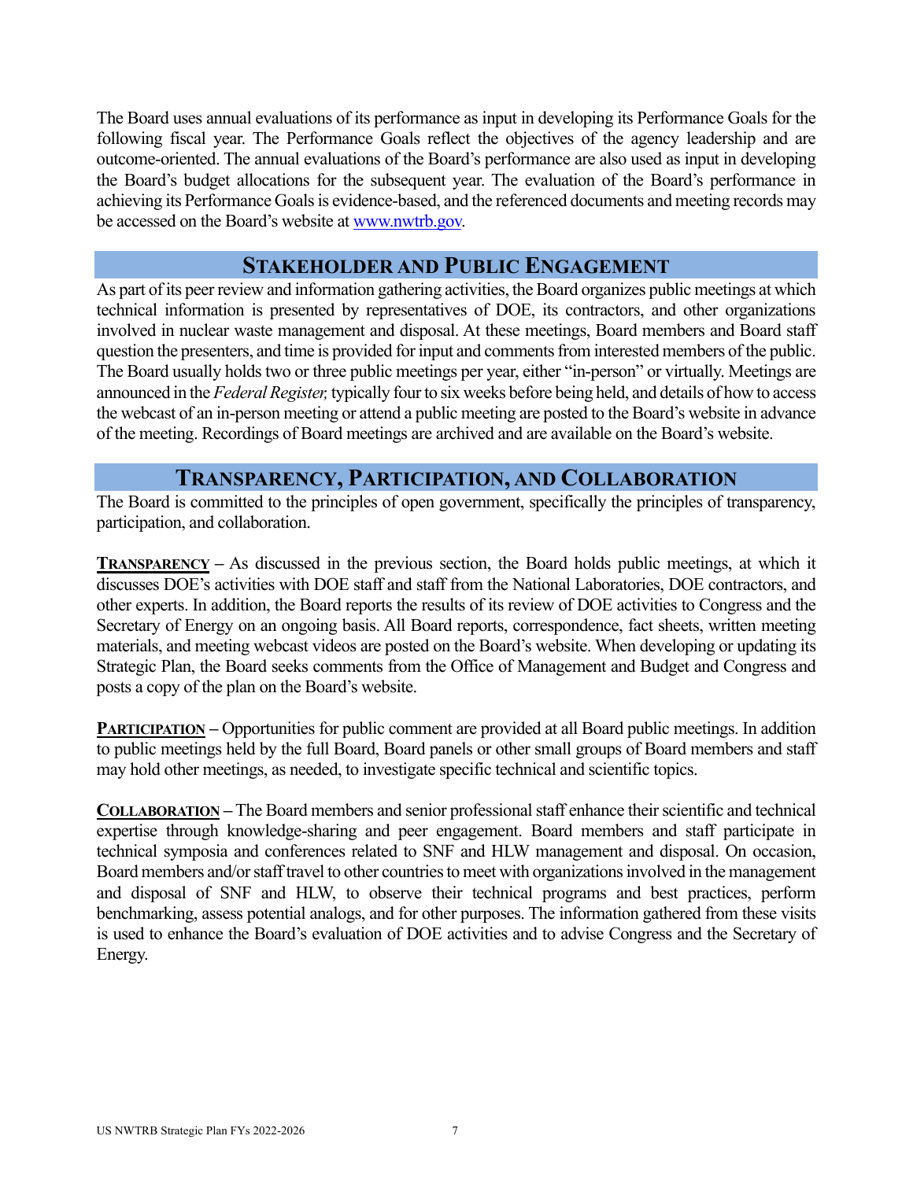The Board uses annual evaluations of its performance as input in developing its Performance Goals for the following fiscal year. The Performance Goals reflect the objectives of the agency leadership and are outcome-oriented. The annual evaluations of the Board's performance are also used as input in developing the Board's budget allocations for the subsequent year. The evaluation of the Board's performance in achieving its Performance Goals is evidence-based, and the referenced documents and meeting records may be accessed on the Board's website at www.nwtrb.gov.

## Stakeholder and Public Engagement

As part of its peer review and information gathering activities, the Board organizes public meetings at which technical information is presented by representatives of DOE, its contractors, and other organizations involved in nuclear waste management and disposal. At these meetings, Board members and Board staff question the presenters, and time is provided for input and comments from interested members of the public. The Board usually holds two or three public meetings per year, either "in-person" or virtually. Meetings are announced in the *Federal Register,* typically four to six weeks before being held, and details of how to access the webcast of an in-person meeting or attend a public meeting are posted to the Board's website in advance of the meeting. Recordings of Board meetings are archived and are available on the Board's website.

## Transparency, Participation, and Collaboration

The Board is committed to the principles of open government, specifically the principles of transparency, participation, and collaboration.

**TRANSPARENCY –** As discussed in the previous section, the Board holds public meetings, at which it discusses DOE's activities with DOE staff and staff from the National Laboratories, DOE contractors, and other experts. In addition, the Board reports the results of its review of DOE activities to Congress and the Secretary of Energy on an ongoing basis. All Board reports, correspondence, fact sheets, written meeting materials, and meeting webcast videos are posted on the Board's website. When developing or updating its Strategic Plan, the Board seeks comments from the Office of Management and Budget and Congress and posts a copy of the plan on the Board's website.

**PARTICIPATION –** Opportunities for public comment are provided at all Board public meetings. In addition to public meetings held by the full Board, Board panels or other small groups of Board members and staff may hold other meetings, as needed, to investigate specific technical and scientific topics.

**COLLABORATION –** The Board members and senior professional staff enhance their scientific and technical expertise through knowledge-sharing and peer engagement. Board members and staff participate in technical symposia and conferences related to SNF and HLW management and disposal. On occasion, Board members and/or staff travel to other countries to meet with organizations involved in the management and disposal of SNF and HLW, to observe their technical programs and best practices, perform benchmarking, assess potential analogs, and for other purposes. The information gathered from these visits is used to enhance the Board's evaluation of DOE activities and to advise Congress and the Secretary of Energy.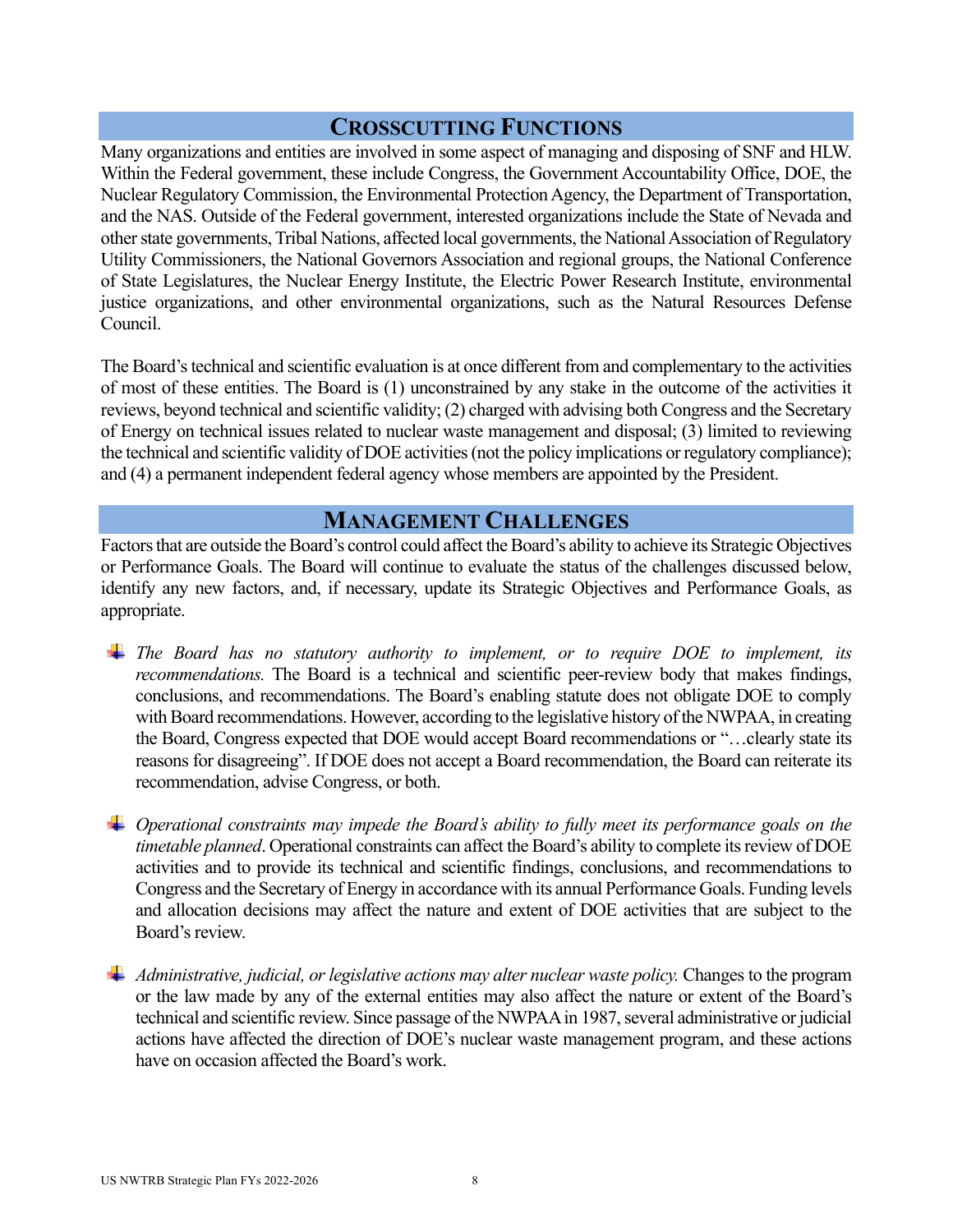## CROSSCUTTING FUNCTIONS

Many organizations and entities are involved in some aspect of managing and disposing of SNF and HLW. Within the Federal government, these include Congress, the Government Accountability Office, DOE, the Nuclear Regulatory Commission, the Environmental Protection Agency, the Department of Transportation, and the NAS. Outside of the Federal government, interested organizations include the State of Nevada and other state governments, Tribal Nations, affected local governments, the National Association of Regulatory Utility Commissioners, the National Governors Association and regional groups, the National Conference of State Legislatures, the Nuclear Energy Institute, the Electric Power Research Institute, environmental justice organizations, and other environmental organizations, such as the Natural Resources Defense Council.

The Board's technical and scientific evaluation is at once different from and complementary to the activities of most of these entities. The Board is (1) unconstrained by any stake in the outcome of the activities it reviews, beyond technical and scientific validity; (2) charged with advising both Congress and the Secretary of Energy on technical issues related to nuclear waste management and disposal; (3) limited to reviewing the technical and scientific validity of DOE activities (not the policy implications or regulatory compliance); and (4) a permanent independent federal agency whose members are appointed by the President.

## MANAGEMENT CHALLENGES

Factors that are outside the Board's control could affect the Board's ability to achieve its Strategic Objectives or Performance Goals. The Board will continue to evaluate the status of the challenges discussed below, identify any new factors, and, if necessary, update its Strategic Objectives and Performance Goals, as appropriate.

- *The Board has no statutory authority to implement, or to require DOE to implement, its recommendations.* The Board is a technical and scientific peer-review body that makes findings, conclusions, and recommendations. The Board's enabling statute does not obligate DOE to comply with Board recommendations. However, according to the legislative history of the NWPAA, in creating the Board, Congress expected that DOE would accept Board recommendations or "…clearly state its reasons for disagreeing". If DOE does not accept a Board recommendation, the Board can reiterate its recommendation, advise Congress, or both.

- *Operational constraints may impede the Board's ability to fully meet its performance goals on the timetable planned*. Operational constraints can affect the Board's ability to complete its review of DOE activities and to provide its technical and scientific findings, conclusions, and recommendations to Congress and the Secretary of Energy in accordance with its annual Performance Goals. Funding levels and allocation decisions may affect the nature and extent of DOE activities that are subject to the Board's review.

- *Administrative, judicial, or legislative actions may alter nuclear waste policy.* Changes to the program or the law made by any of the external entities may also affect the nature or extent of the Board's technical and scientific review. Since passage of the NWPAA in 1987, several administrative or judicial actions have affected the direction of DOE's nuclear waste management program, and these actions have on occasion affected the Board's work.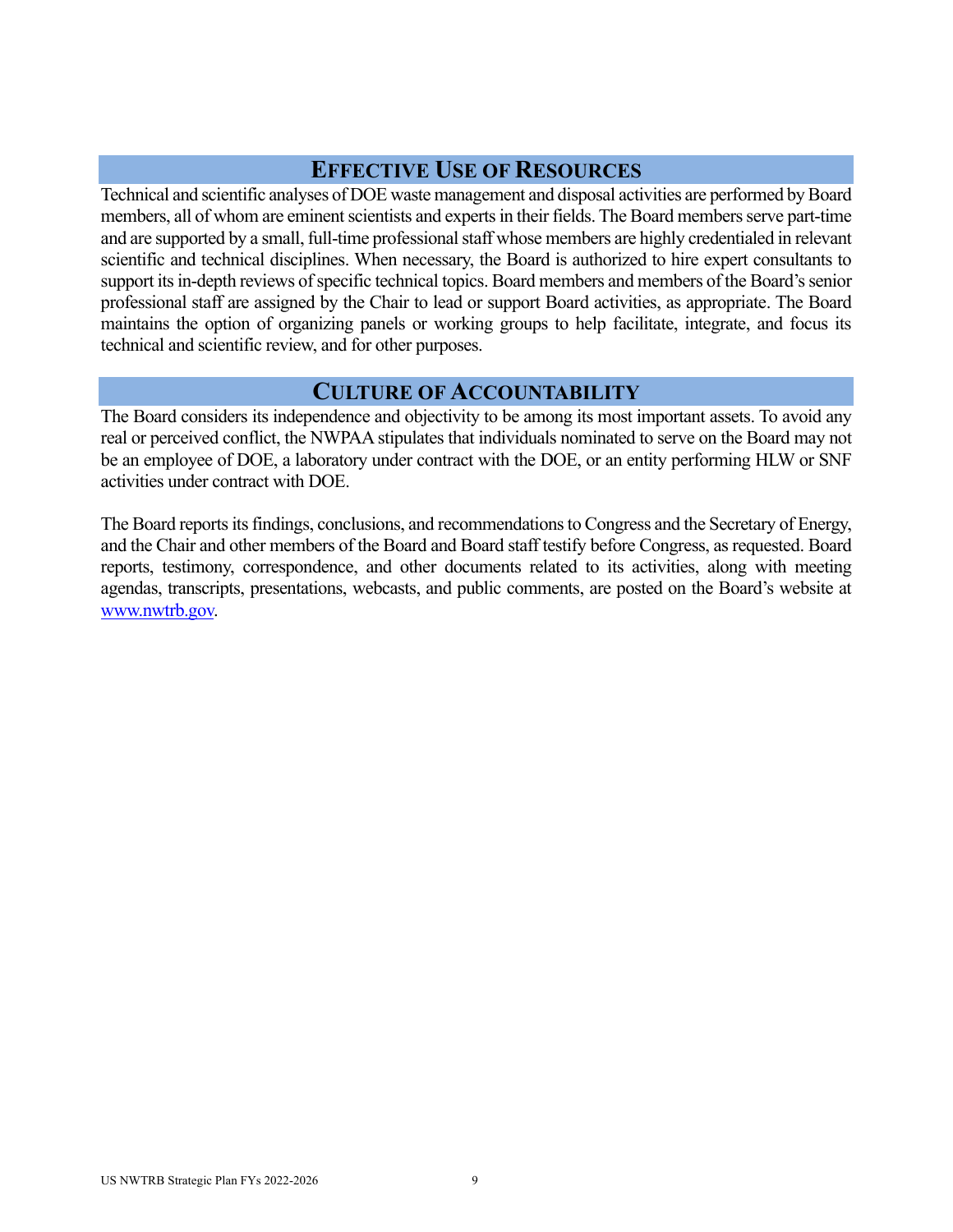## Effective Use of Resources

Technical and scientific analyses of DOE waste management and disposal activities are performed by Board members, all of whom are eminent scientists and experts in their fields. The Board members serve part-time and are supported by a small, full-time professional staff whose members are highly credentialed in relevant scientific and technical disciplines. When necessary, the Board is authorized to hire expert consultants to support its in-depth reviews of specific technical topics. Board members and members of the Board's senior professional staff are assigned by the Chair to lead or support Board activities, as appropriate. The Board maintains the option of organizing panels or working groups to help facilitate, integrate, and focus its technical and scientific review, and for other purposes.

## Culture of Accountability

The Board considers its independence and objectivity to be among its most important assets. To avoid any real or perceived conflict, the NWPAA stipulates that individuals nominated to serve on the Board may not be an employee of DOE, a laboratory under contract with the DOE, or an entity performing HLW or SNF activities under contract with DOE.

The Board reports its findings, conclusions, and recommendations to Congress and the Secretary of Energy, and the Chair and other members of the Board and Board staff testify before Congress, as requested. Board reports, testimony, correspondence, and other documents related to its activities, along with meeting agendas, transcripts, presentations, webcasts, and public comments, are posted on the Board's website at [www.nwtrb.gov](http://www.nwtrb.gov).